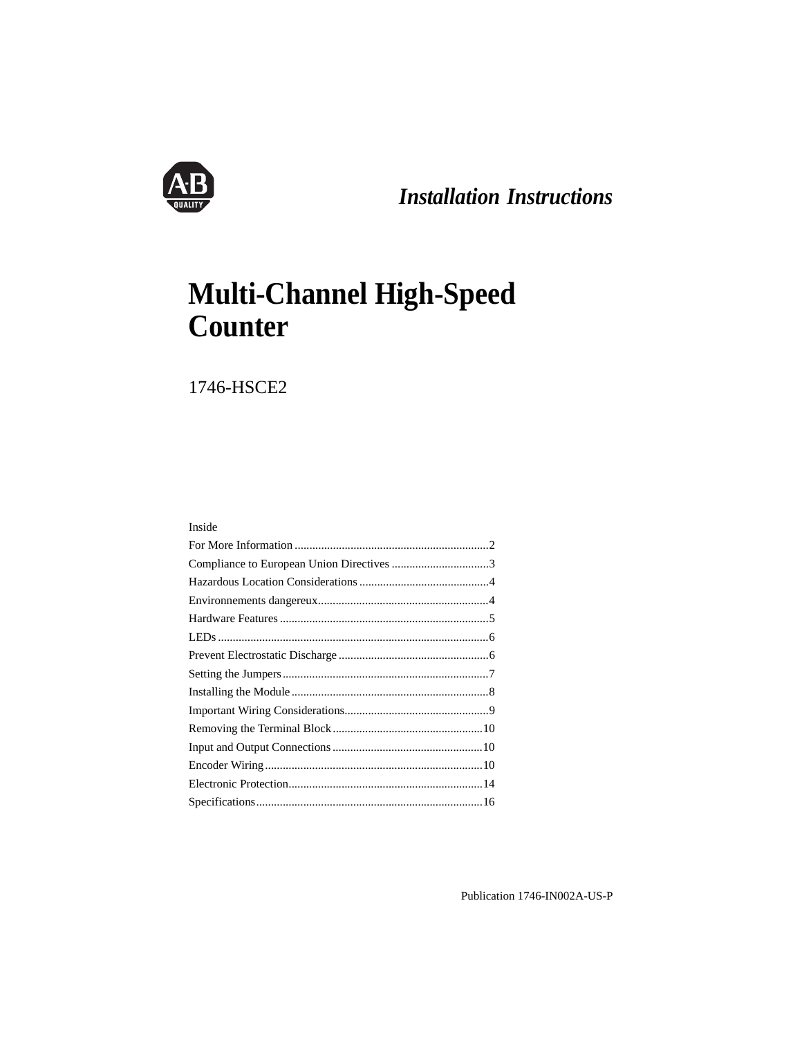*Installation Instructions*

# Multi-Channel High-Speed Counter

## 1746-HSCE2

Inside

| | |
|---|---|
| For More Information | 2 |
| Compliance to European Union Directives | 3 |
| Hazardous Location Considerations | 4 |
| Environnements dangereux | 4 |
| Hardware Features | 5 |
| LEDs | 6 |
| Prevent Electrostatic Discharge | 6 |
| Setting the Jumpers | 7 |
| Installing the Module | 8 |
| Important Wiring Considerations | 9 |
| Removing the Terminal Block | 10 |
| Input and Output Connections | 10 |
| Encoder Wiring | 10 |
| Electronic Protection | 14 |
| Specifications | 16 |

Publication 1746-IN002A-US-P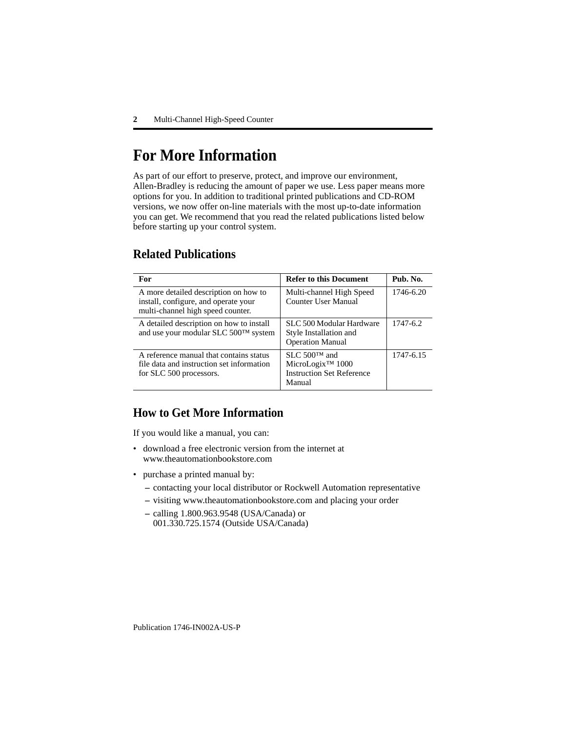# For More Information

As part of our effort to preserve, protect, and improve our environment, Allen-Bradley is reducing the amount of paper we use. Less paper means more options for you. In addition to traditional printed publications and CD-ROM versions, we now offer on-line materials with the most up-to-date information you can get. We recommend that you read the related publications listed below before starting up your control system.

## Related Publications

| For | Refer to this Document | Pub. No. |
| --- | --- | --- |
| A more detailed description on how to install, configure, and operate your multi-channel high speed counter. | Multi-channel High Speed Counter User Manual | 1746-6.20 |
| A detailed description on how to install and use your modular SLC 500™ system | SLC 500 Modular Hardware Style Installation and Operation Manual | 1747-6.2 |
| A reference manual that contains status file data and instruction set information for SLC 500 processors. | SLC 500™ and MicroLogix™ 1000 Instruction Set Reference Manual | 1747-6.15 |

## How to Get More Information

If you would like a manual, you can:

- download a free electronic version from the internet at www.theautomationbookstore.com
- purchase a printed manual by:
  - contacting your local distributor or Rockwell Automation representative
  - visiting www.theautomationbookstore.com and placing your order
  - calling 1.800.963.9548 (USA/Canada) or 001.330.725.1574 (Outside USA/Canada)

Publication 1746-IN002A-US-P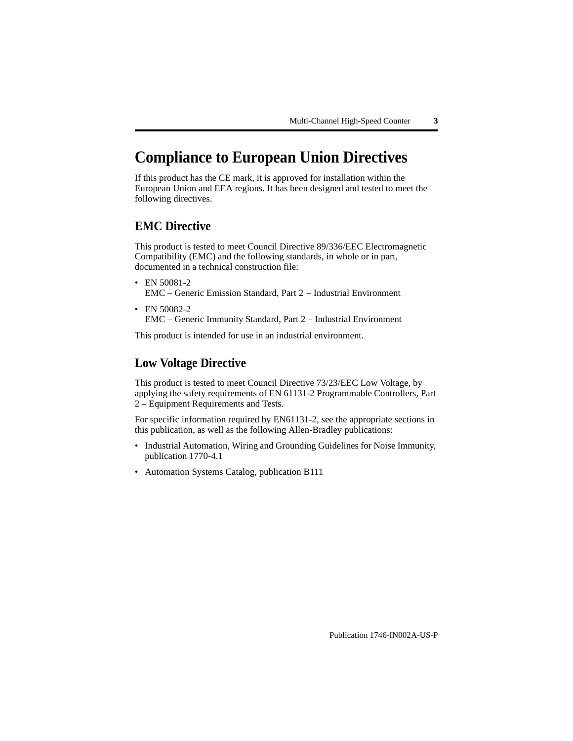# Compliance to European Union Directives

If this product has the CE mark, it is approved for installation within the European Union and EEA regions. It has been designed and tested to meet the following directives.

## EMC Directive

This product is tested to meet Council Directive 89/336/EEC Electromagnetic Compatibility (EMC) and the following standards, in whole or in part, documented in a technical construction file:

- EN 50081-2  
  EMC – Generic Emission Standard, Part 2 – Industrial Environment
- EN 50082-2  
  EMC – Generic Immunity Standard, Part 2 – Industrial Environment

This product is intended for use in an industrial environment.

## Low Voltage Directive

This product is tested to meet Council Directive 73/23/EEC Low Voltage, by applying the safety requirements of EN 61131-2 Programmable Controllers, Part 2 – Equipment Requirements and Tests.

For specific information required by EN61131-2, see the appropriate sections in this publication, as well as the following Allen-Bradley publications:

- Industrial Automation, Wiring and Grounding Guidelines for Noise Immunity, publication 1770-4.1
- Automation Systems Catalog, publication B111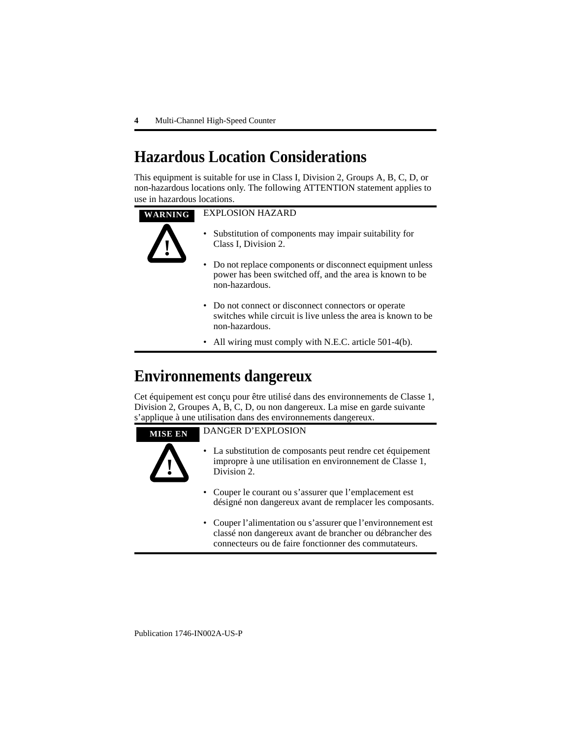# Hazardous Location Considerations

This equipment is suitable for use in Class I, Division 2, Groups A, B, C, D, or non-hazardous locations only. The following ATTENTION statement applies to use in hazardous locations.

**WARNING**

EXPLOSION HAZARD

- Substitution of components may impair suitability for Class I, Division 2.
- Do not replace components or disconnect equipment unless power has been switched off, and the area is known to be non-hazardous.
- Do not connect or disconnect connectors or operate switches while circuit is live unless the area is known to be non-hazardous.
- All wiring must comply with N.E.C. article 501-4(b).

# Environnements dangereux

Cet équipement est conçu pour être utilisé dans des environnements de Classe 1, Division 2, Groupes A, B, C, D, ou non dangereux. La mise en garde suivante s'applique à une utilisation dans des environnements dangereux.

**MISE EN**

DANGER D'EXPLOSION

- La substitution de composants peut rendre cet équipement impropre à une utilisation en environnement de Classe 1, Division 2.
- Couper le courant ou s'assurer que l'emplacement est désigné non dangereux avant de remplacer les composants.
- Couper l'alimentation ou s'assurer que l'environnement est classé non dangereux avant de brancher ou débrancher des connecteurs ou de faire fonctionner des commutateurs.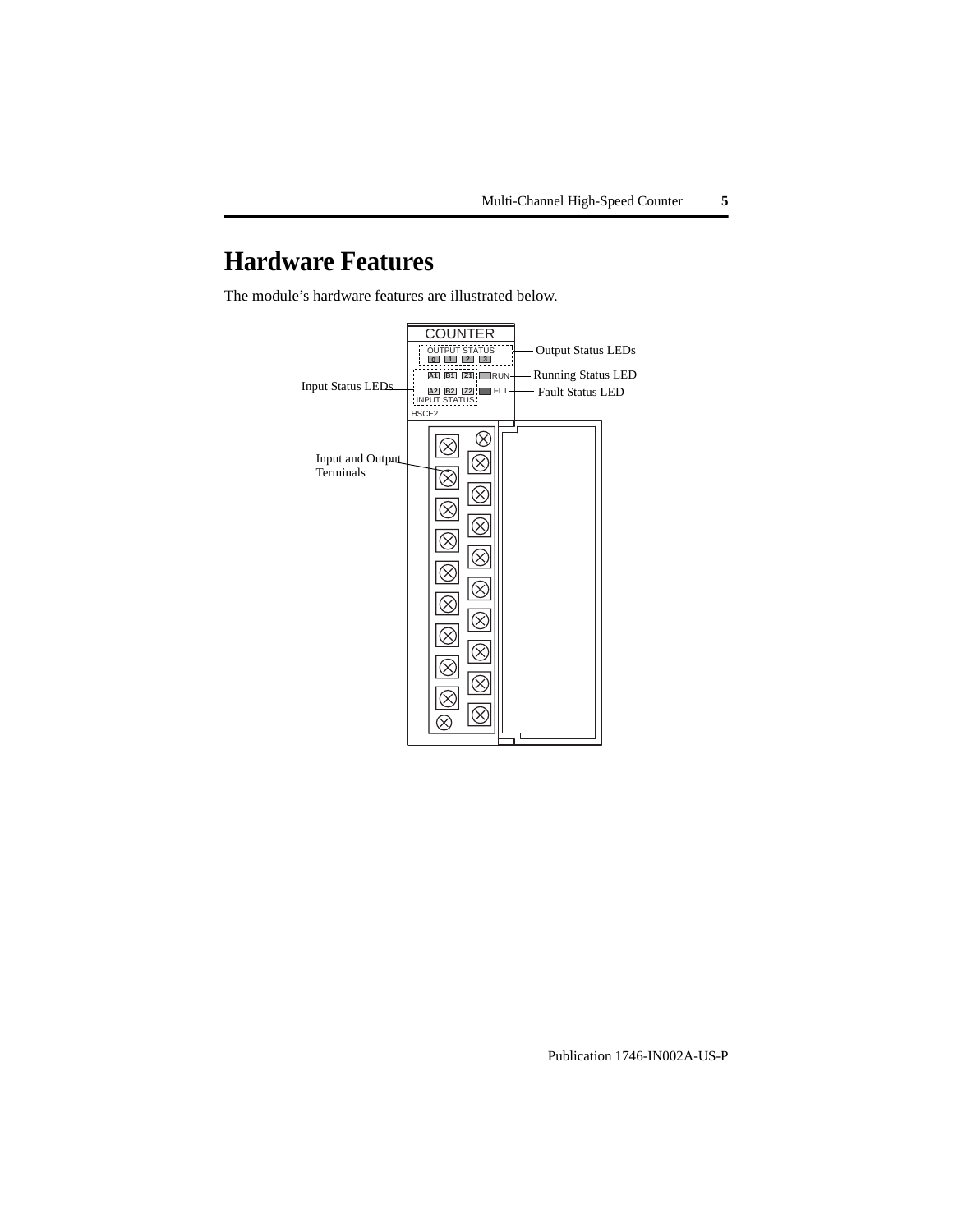# Hardware Features

The module's hardware features are illustrated below.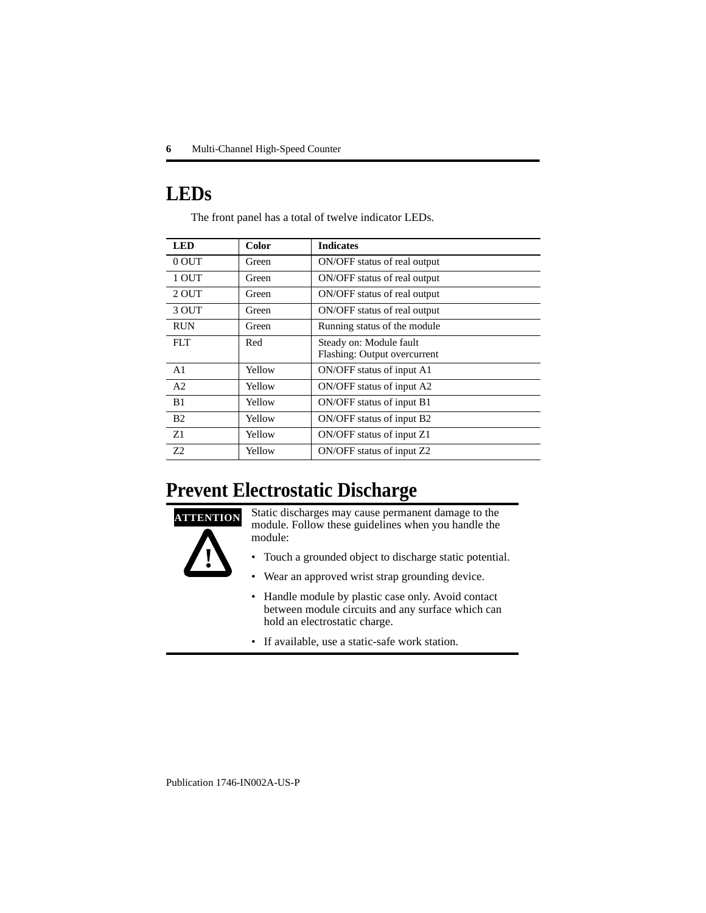# LEDs

The front panel has a total of twelve indicator LEDs.

| LED | Color | Indicates |
|---|---|---|
| 0 OUT | Green | ON/OFF status of real output |
| 1 OUT | Green | ON/OFF status of real output |
| 2 OUT | Green | ON/OFF status of real output |
| 3 OUT | Green | ON/OFF status of real output |
| RUN | Green | Running status of the module |
| FLT | Red | Steady on: Module fault<br>Flashing: Output overcurrent |
| A1 | Yellow | ON/OFF status of input A1 |
| A2 | Yellow | ON/OFF status of input A2 |
| B1 | Yellow | ON/OFF status of input B1 |
| B2 | Yellow | ON/OFF status of input B2 |
| Z1 | Yellow | ON/OFF status of input Z1 |
| Z2 | Yellow | ON/OFF status of input Z2 |

# Prevent Electrostatic Discharge

**ATTENTION**

Static discharges may cause permanent damage to the module. Follow these guidelines when you handle the module:

- Touch a grounded object to discharge static potential.
- Wear an approved wrist strap grounding device.
- Handle module by plastic case only. Avoid contact between module circuits and any surface which can hold an electrostatic charge.
- If available, use a static-safe work station.

Publication 1746-IN002A-US-P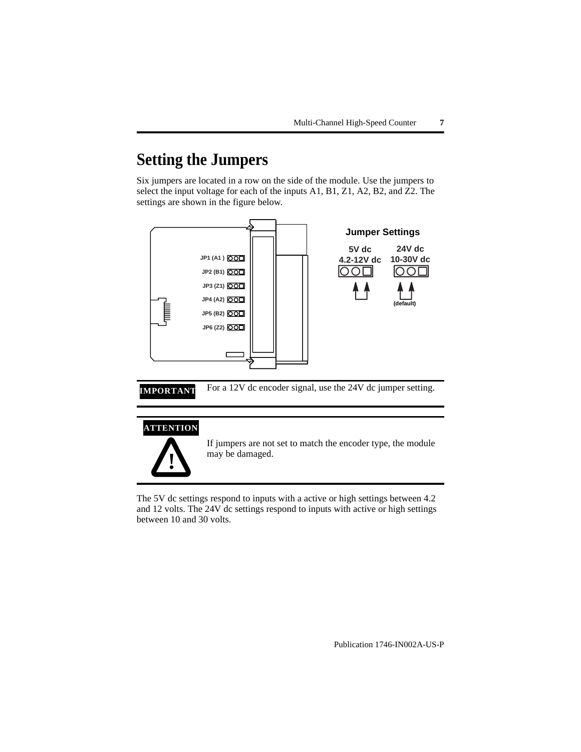# Setting the Jumpers

Six jumpers are located in a row on the side of the module. Use the jumpers to select the input voltage for each of the inputs A1, B1, Z1, A2, B2, and Z2. The settings are shown in the figure below.

JP1 (A1)
JP2 (B1)
JP3 (Z1)
JP4 (A2)
JP5 (B2)
JP6 (Z2)

**Jumper Settings**

| 5V dc 4.2-12V dc | 24V dc 10-30V dc |
|---|---|
| | (default) |

**IMPORTANT** For a 12V dc encoder signal, use the 24V dc jumper setting.

**ATTENTION** If jumpers are not set to match the encoder type, the module may be damaged.

The 5V dc settings respond to inputs with a active or high settings between 4.2 and 12 volts. The 24V dc settings respond to inputs with active or high settings between 10 and 30 volts.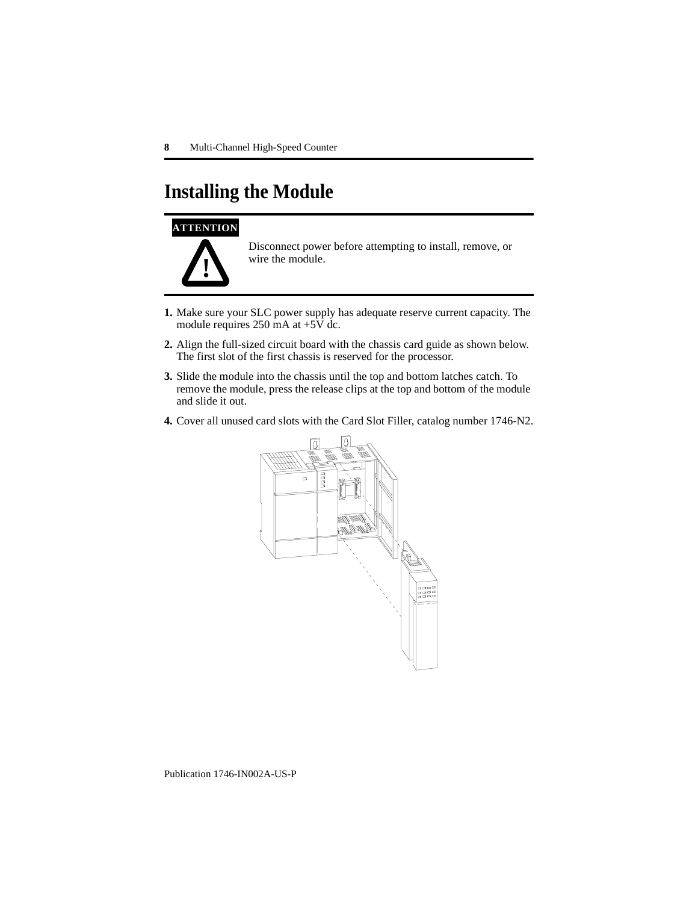# Installing the Module

**ATTENTION**

Disconnect power before attempting to install, remove, or wire the module.

1. Make sure your SLC power supply has adequate reserve current capacity. The module requires 250 mA at +5V dc.
2. Align the full-sized circuit board with the chassis card guide as shown below. The first slot of the first chassis is reserved for the processor.
3. Slide the module into the chassis until the top and bottom latches catch. To remove the module, press the release clips at the top and bottom of the module and slide it out.
4. Cover all unused card slots with the Card Slot Filler, catalog number 1746-N2.

Publication 1746-IN002A-US-P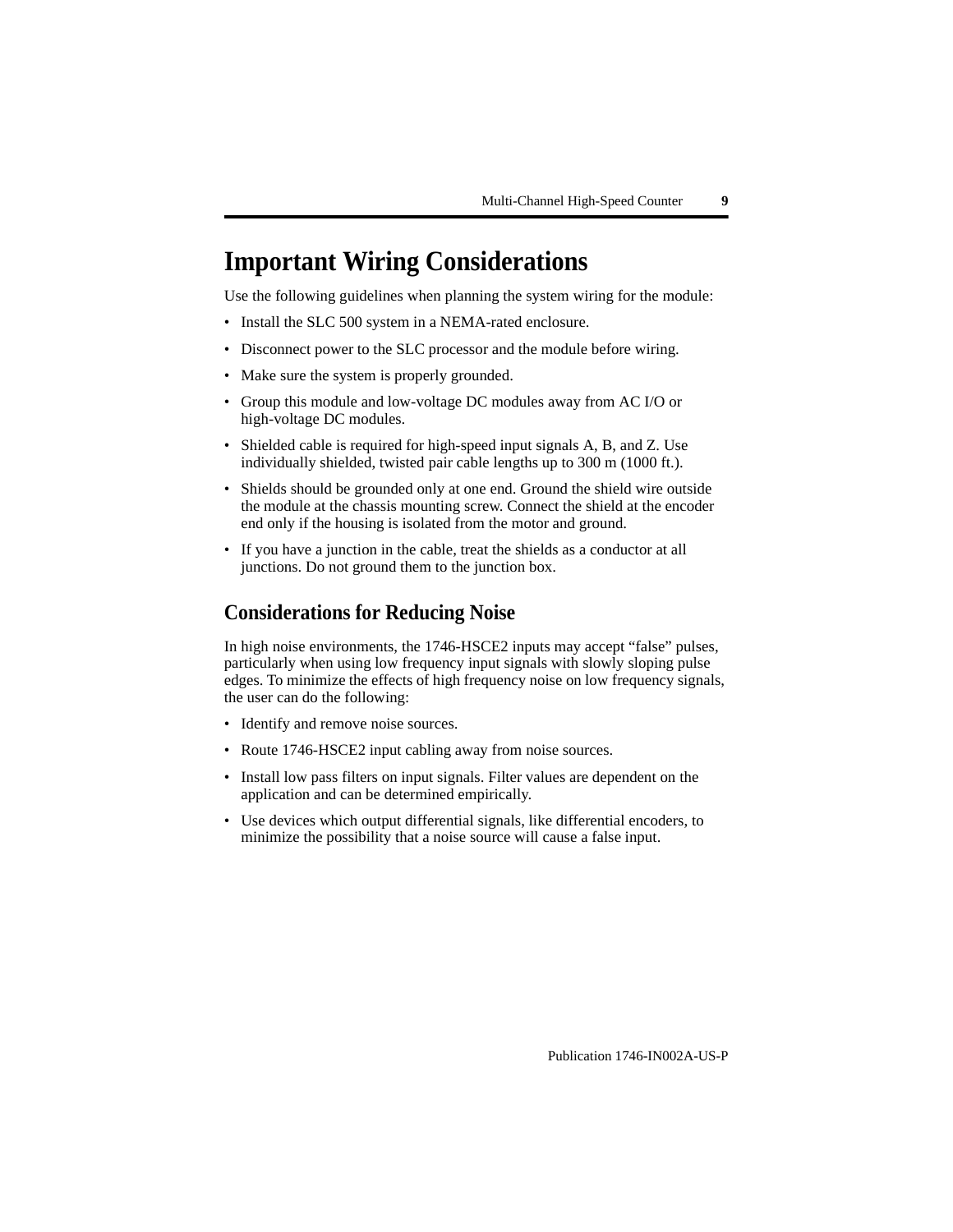# Important Wiring Considerations

Use the following guidelines when planning the system wiring for the module:

- Install the SLC 500 system in a NEMA-rated enclosure.
- Disconnect power to the SLC processor and the module before wiring.
- Make sure the system is properly grounded.
- Group this module and low-voltage DC modules away from AC I/O or high-voltage DC modules.
- Shielded cable is required for high-speed input signals A, B, and Z. Use individually shielded, twisted pair cable lengths up to 300 m (1000 ft.).
- Shields should be grounded only at one end. Ground the shield wire outside the module at the chassis mounting screw. Connect the shield at the encoder end only if the housing is isolated from the motor and ground.
- If you have a junction in the cable, treat the shields as a conductor at all junctions. Do not ground them to the junction box.

## Considerations for Reducing Noise

In high noise environments, the 1746-HSCE2 inputs may accept "false" pulses, particularly when using low frequency input signals with slowly sloping pulse edges. To minimize the effects of high frequency noise on low frequency signals, the user can do the following:

- Identify and remove noise sources.
- Route 1746-HSCE2 input cabling away from noise sources.
- Install low pass filters on input signals. Filter values are dependent on the application and can be determined empirically.
- Use devices which output differential signals, like differential encoders, to minimize the possibility that a noise source will cause a false input.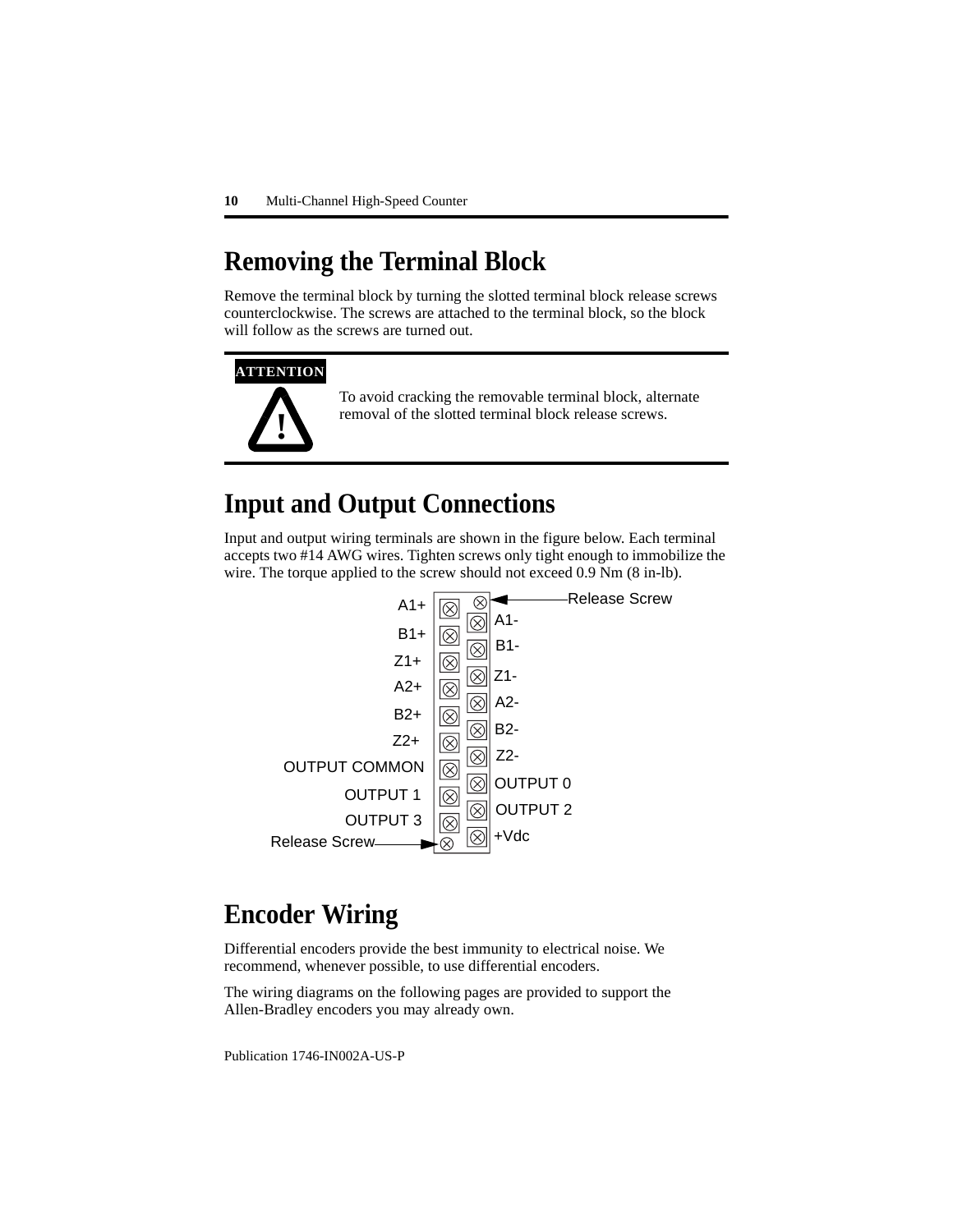# Removing the Terminal Block

Remove the terminal block by turning the slotted terminal block release screws counterclockwise. The screws are attached to the terminal block, so the block will follow as the screws are turned out.

**ATTENTION**

To avoid cracking the removable terminal block, alternate removal of the slotted terminal block release screws.

# Input and Output Connections

Input and output wiring terminals are shown in the figure below. Each terminal accepts two #14 AWG wires. Tighten screws only tight enough to immobilize the wire. The torque applied to the screw should not exceed 0.9 Nm (8 in-lb).

| Left Terminal | Right Terminal |
|---|---|
| Release Screw (top) | |
| A1+ | A1- |
| B1+ | B1- |
| Z1+ | Z1- |
| A2+ | A2- |
| B2+ | B2- |
| Z2+ | Z2- |
| OUTPUT COMMON | OUTPUT 0 |
| OUTPUT 1 | OUTPUT 2 |
| OUTPUT 3 | +Vdc |
| Release Screw (bottom) | |

# Encoder Wiring

Differential encoders provide the best immunity to electrical noise. We recommend, whenever possible, to use differential encoders.

The wiring diagrams on the following pages are provided to support the Allen-Bradley encoders you may already own.

Publication 1746-IN002A-US-P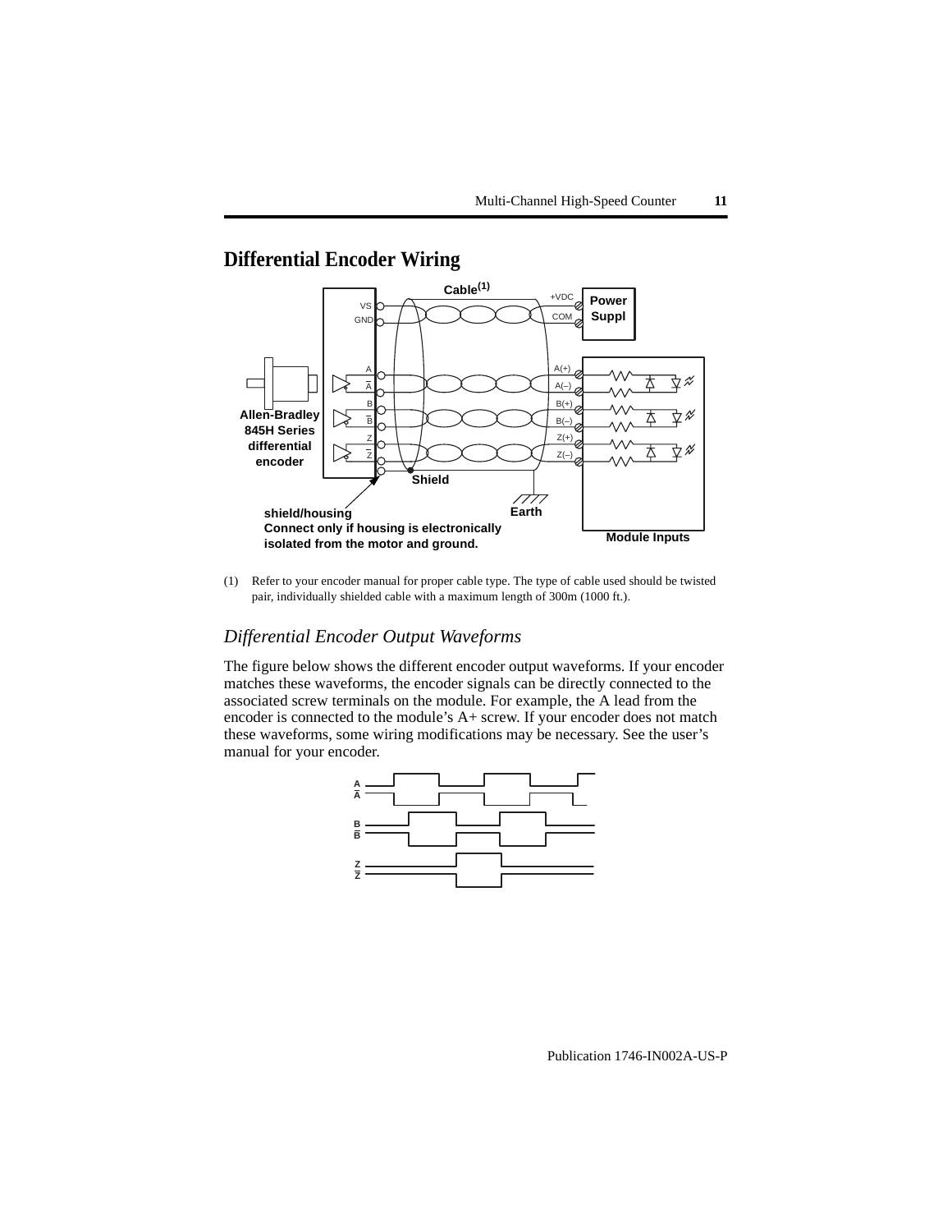## Differential Encoder Wiring

(1) Refer to your encoder manual for proper cable type. The type of cable used should be twisted pair, individually shielded cable with a maximum length of 300m (1000 ft.).

### *Differential Encoder Output Waveforms*

The figure below shows the different encoder output waveforms. If your encoder matches these waveforms, the encoder signals can be directly connected to the associated screw terminals on the module. For example, the A lead from the encoder is connected to the module's A+ screw. If your encoder does not match these waveforms, some wiring modifications may be necessary. See the user's manual for your encoder.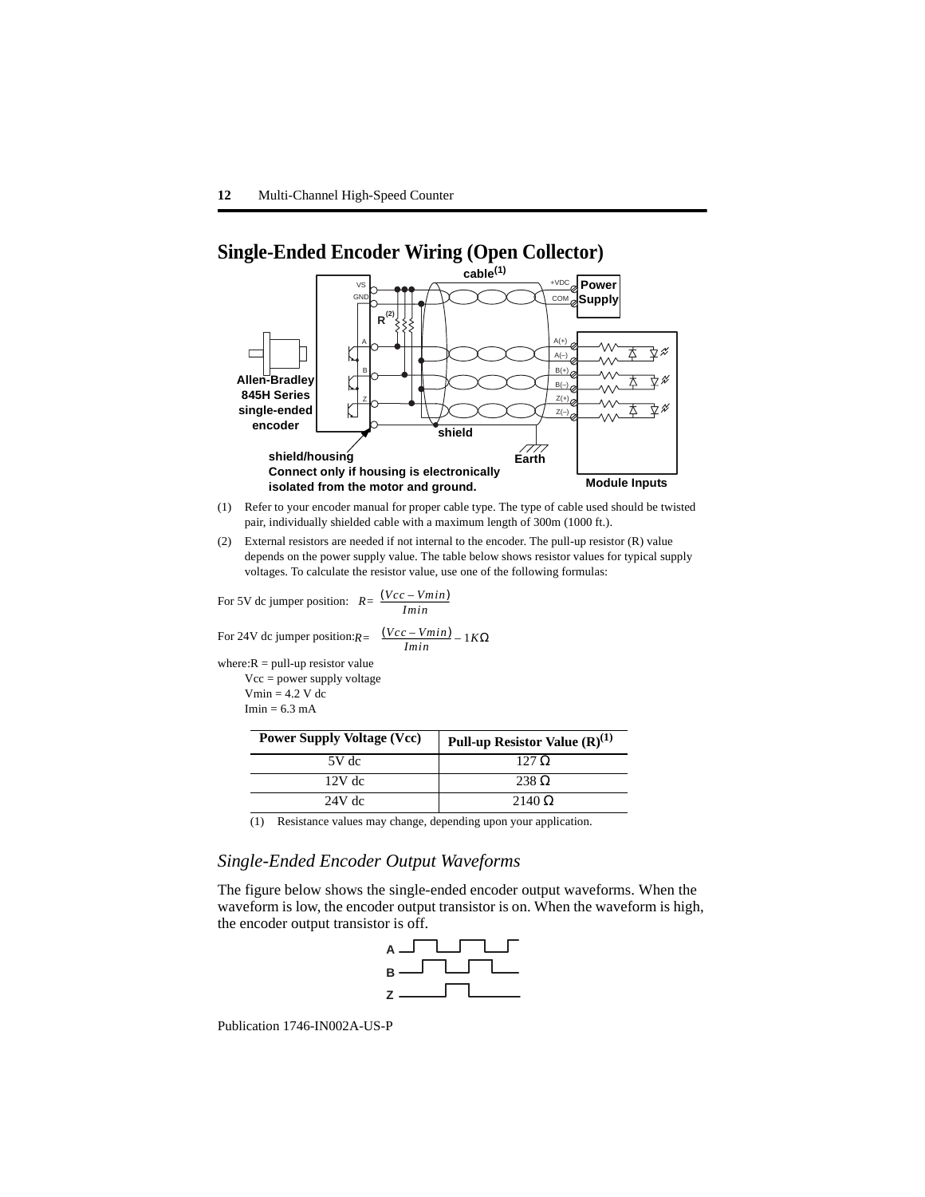## Single-Ended Encoder Wiring (Open Collector)

(1) Refer to your encoder manual for proper cable type. The type of cable used should be twisted pair, individually shielded cable with a maximum length of 300m (1000 ft.).

(2) External resistors are needed if not internal to the encoder. The pull-up resistor (R) value depends on the power supply value. The table below shows resistor values for typical supply voltages. To calculate the resistor value, use one of the following formulas:

For 5V dc jumper position: $R = \frac{(Vcc - Vmin)}{Imin}$

For 24V dc jumper position: $R = \frac{(Vcc - Vmin)}{Imin} - 1K\Omega$

where: R = pull-up resistor value

Vcc = power supply voltage

Vmin = 4.2 V dc

Imin = 6.3 mA

| Power Supply Voltage (Vcc) | Pull-up Resistor Value (R)[1] |
|---|---|
| 5V dc | 127 Ω |
| 12V dc | 238 Ω |
| 24V dc | 2140 Ω |

(1) Resistance values may change, depending upon your application.

### *Single-Ended Encoder Output Waveforms*

The figure below shows the single-ended encoder output waveforms. When the waveform is low, the encoder output transistor is on. When the waveform is high, the encoder output transistor is off.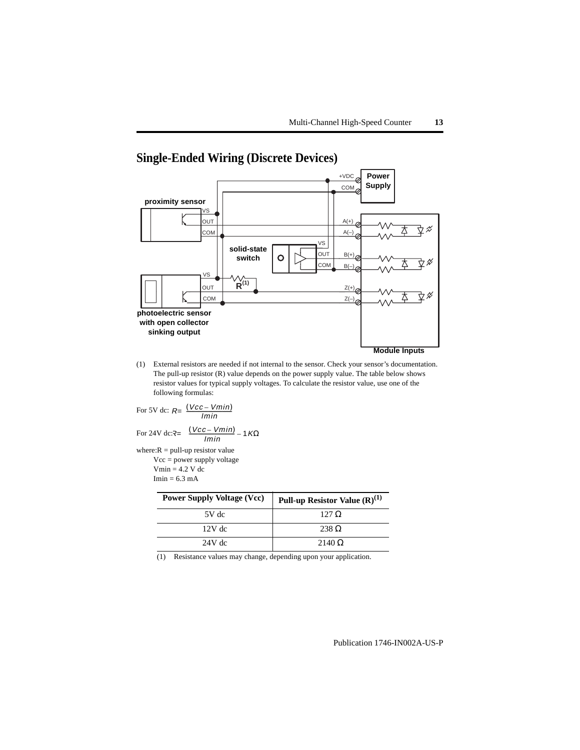# Single-Ended Wiring (Discrete Devices)

(1) External resistors are needed if not internal to the sensor. Check your sensor's documentation. The pull-up resistor (R) value depends on the power supply value. The table below shows resistor values for typical supply voltages. To calculate the resistor value, use one of the following formulas:

For 5V dc: $R = \frac{(Vcc - Vmin)}{Imin}$

For 24V dc: $R = \frac{(Vcc - Vmin)}{Imin} - 1K\Omega$

where: R = pull-up resistor value
Vcc = power supply voltage
Vmin = 4.2 V dc
Imin = 6.3 mA

| Power Supply Voltage (Vcc) | Pull-up Resistor Value (R)(1) |
|---|---|
| 5V dc | 127 Ω |
| 12V dc | 238 Ω |
| 24V dc | 2140 Ω |

(1) Resistance values may change, depending upon your application.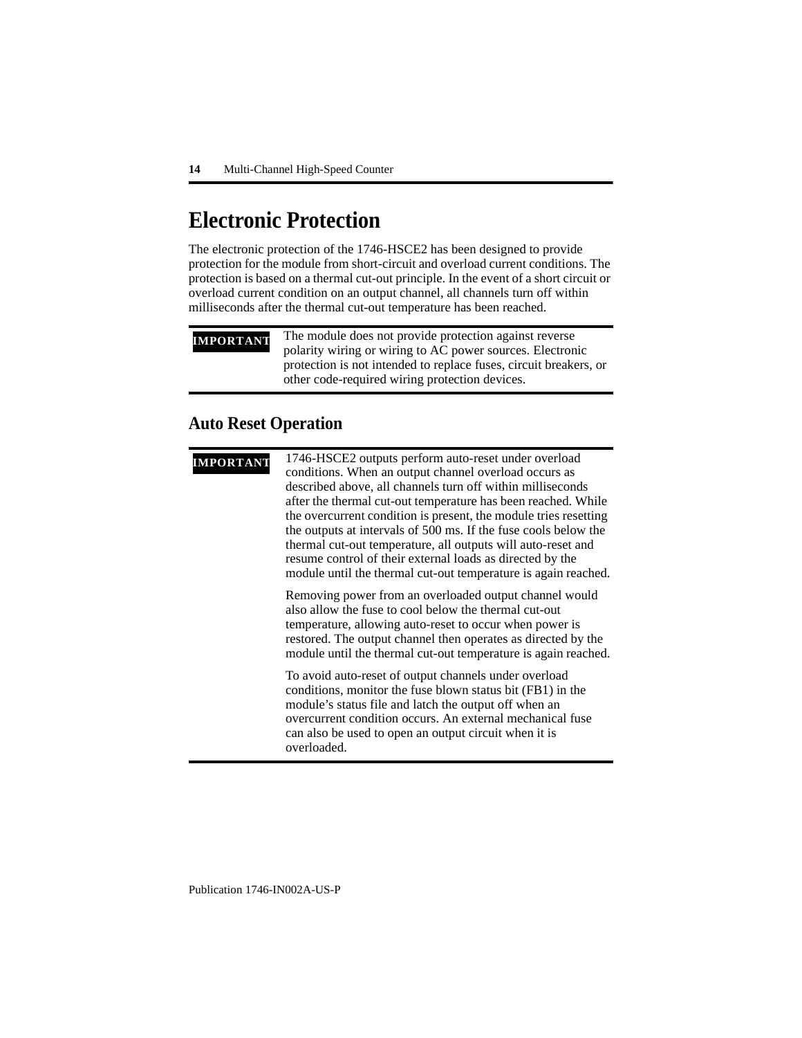# Electronic Protection

The electronic protection of the 1746-HSCE2 has been designed to provide protection for the module from short-circuit and overload current conditions. The protection is based on a thermal cut-out principle. In the event of a short circuit or overload current condition on an output channel, all channels turn off within milliseconds after the thermal cut-out temperature has been reached.

**IMPORTANT** The module does not provide protection against reverse polarity wiring or wiring to AC power sources. Electronic protection is not intended to replace fuses, circuit breakers, or other code-required wiring protection devices.

## Auto Reset Operation

**IMPORTANT** 1746-HSCE2 outputs perform auto-reset under overload conditions. When an output channel overload occurs as described above, all channels turn off within milliseconds after the thermal cut-out temperature has been reached. While the overcurrent condition is present, the module tries resetting the outputs at intervals of 500 ms. If the fuse cools below the thermal cut-out temperature, all outputs will auto-reset and resume control of their external loads as directed by the module until the thermal cut-out temperature is again reached.

Removing power from an overloaded output channel would also allow the fuse to cool below the thermal cut-out temperature, allowing auto-reset to occur when power is restored. The output channel then operates as directed by the module until the thermal cut-out temperature is again reached.

To avoid auto-reset of output channels under overload conditions, monitor the fuse blown status bit (FB1) in the module's status file and latch the output off when an overcurrent condition occurs. An external mechanical fuse can also be used to open an output circuit when it is overloaded.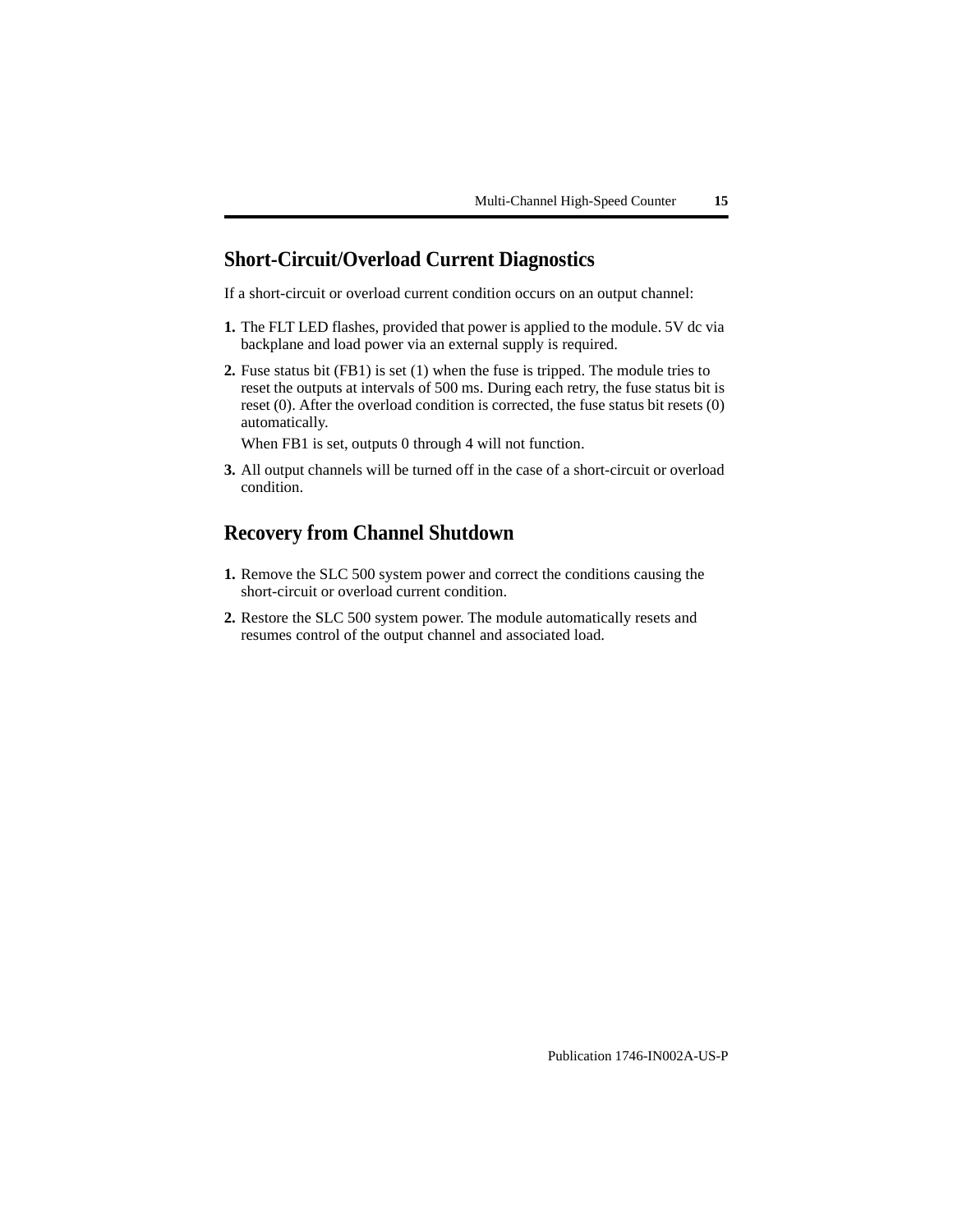## Short-Circuit/Overload Current Diagnostics

If a short-circuit or overload current condition occurs on an output channel:

1. The FLT LED flashes, provided that power is applied to the module. 5V dc via backplane and load power via an external supply is required.
2. Fuse status bit (FB1) is set (1) when the fuse is tripped. The module tries to reset the outputs at intervals of 500 ms. During each retry, the fuse status bit is reset (0). After the overload condition is corrected, the fuse status bit resets (0) automatically.

   When FB1 is set, outputs 0 through 4 will not function.
3. All output channels will be turned off in the case of a short-circuit or overload condition.

## Recovery from Channel Shutdown

1. Remove the SLC 500 system power and correct the conditions causing the short-circuit or overload current condition.
2. Restore the SLC 500 system power. The module automatically resets and resumes control of the output channel and associated load.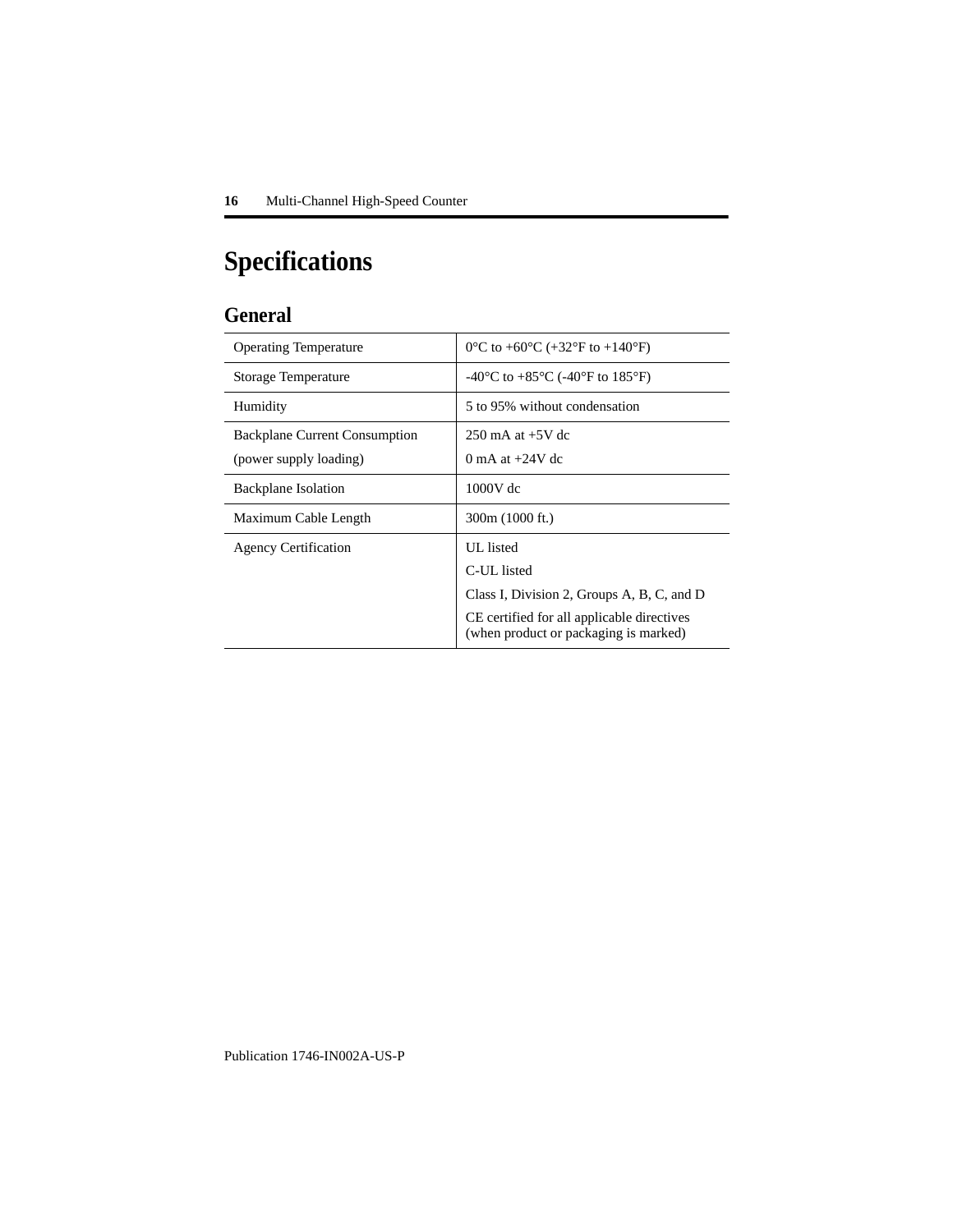# Specifications

## General

| | |
|---|---|
| Operating Temperature | 0°C to +60°C (+32°F to +140°F) |
| Storage Temperature | -40°C to +85°C (-40°F to 185°F) |
| Humidity | 5 to 95% without condensation |
| Backplane Current Consumption<br>(power supply loading) | 250 mA at +5V dc<br>0 mA at +24V dc |
| Backplane Isolation | 1000V dc |
| Maximum Cable Length | 300m (1000 ft.) |
| Agency Certification | UL listed<br>C-UL listed<br>Class I, Division 2, Groups A, B, C, and D<br>CE certified for all applicable directives (when product or packaging is marked) |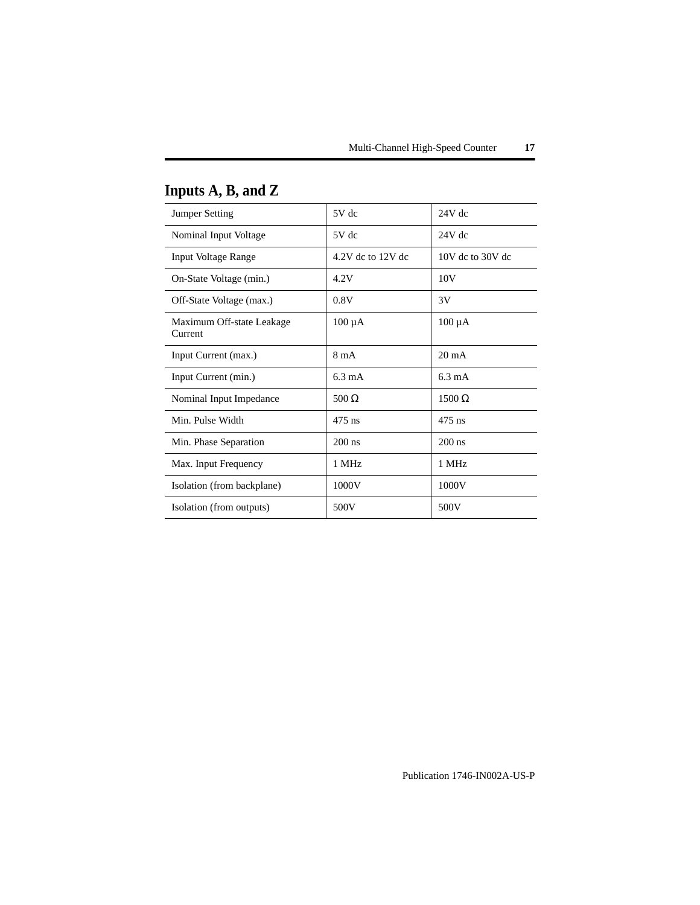## Inputs A, B, and Z

| Jumper Setting | 5V dc | 24V dc |
|---|---|---|
| Nominal Input Voltage | 5V dc | 24V dc |
| Input Voltage Range | 4.2V dc to 12V dc | 10V dc to 30V dc |
| On-State Voltage (min.) | 4.2V | 10V |
| Off-State Voltage (max.) | 0.8V | 3V |
| Maximum Off-state Leakage Current | 100 µA | 100 µA |
| Input Current (max.) | 8 mA | 20 mA |
| Input Current (min.) | 6.3 mA | 6.3 mA |
| Nominal Input Impedance | 500 Ω | 1500 Ω |
| Min. Pulse Width | 475 ns | 475 ns |
| Min. Phase Separation | 200 ns | 200 ns |
| Max. Input Frequency | 1 MHz | 1 MHz |
| Isolation (from backplane) | 1000V | 1000V |
| Isolation (from outputs) | 500V | 500V |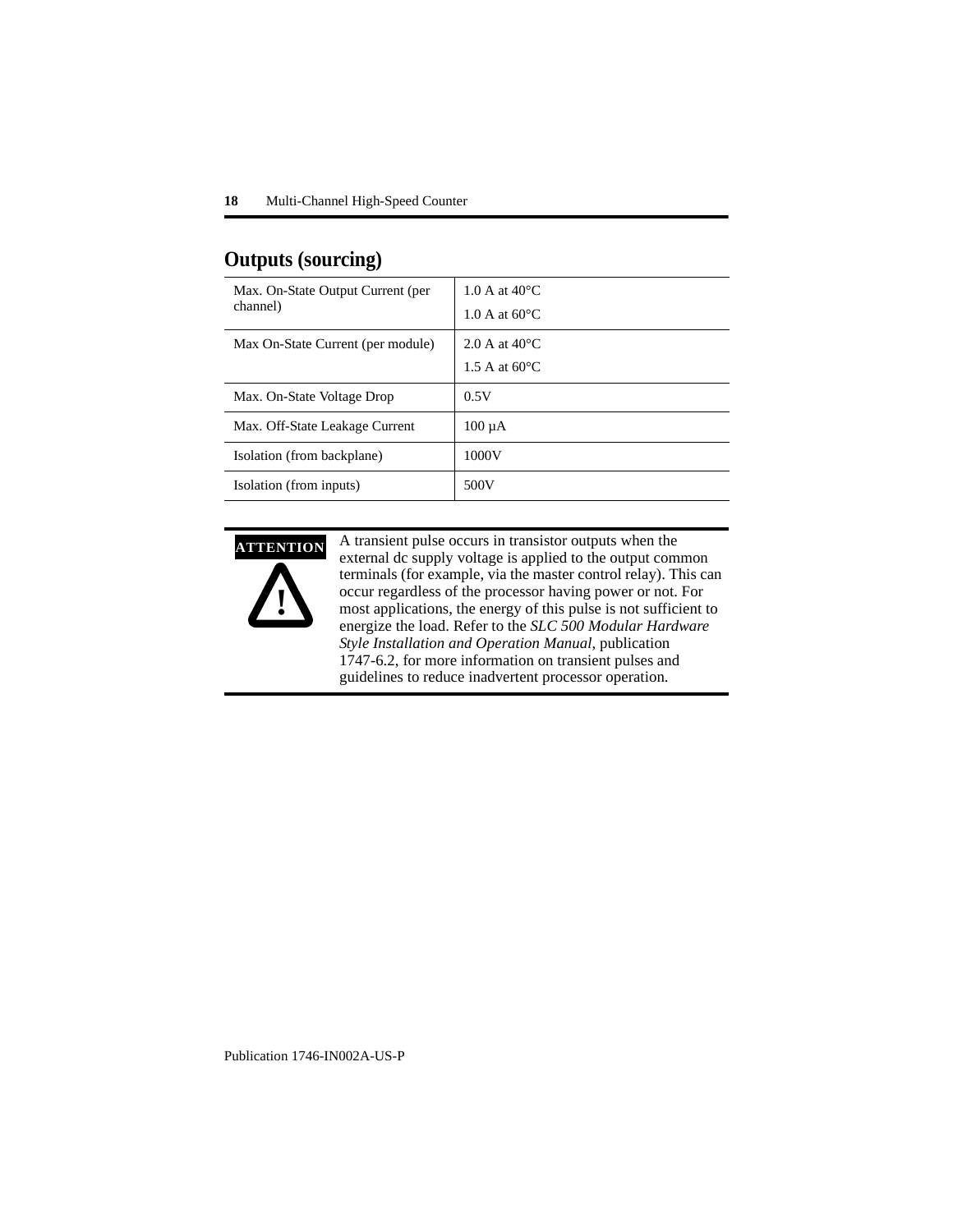## Outputs (sourcing)

| | |
|---|---|
| Max. On-State Output Current (per channel) | 1.0 A at 40°C<br>1.0 A at 60°C |
| Max On-State Current (per module) | 2.0 A at 40°C<br>1.5 A at 60°C |
| Max. On-State Voltage Drop | 0.5V |
| Max. Off-State Leakage Current | 100 µA |
| Isolation (from backplane) | 1000V |
| Isolation (from inputs) | 500V |

**ATTENTION**

**!**

A transient pulse occurs in transistor outputs when the external dc supply voltage is applied to the output common terminals (for example, via the master control relay). This can occur regardless of the processor having power or not. For most applications, the energy of this pulse is not sufficient to energize the load. Refer to the *SLC 500 Modular Hardware Style Installation and Operation Manual*, publication 1747-6.2, for more information on transient pulses and guidelines to reduce inadvertent processor operation.

Publication 1746-IN002A-US-P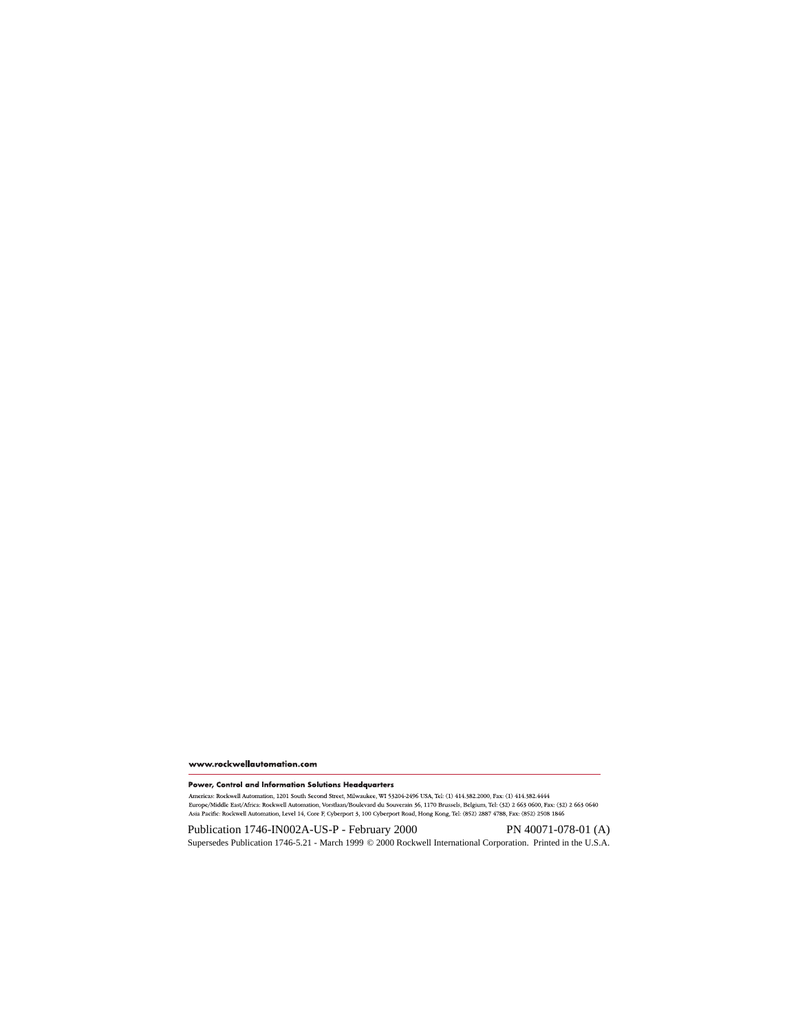**www.rockwellautomation.com**

---

**Power, Control and Information Solutions Headquarters**

Americas: Rockwell Automation, 1201 South Second Street, Milwaukee, WI 53204-2496 USA, Tel: (1) 414.382.2000, Fax: (1) 414.382.4444
Europe/Middle East/Africa: Rockwell Automation, Vorstlaan/Boulevard du Souverain 36, 1170 Brussels, Belgium, Tel: (32) 2 663 0600, Fax: (32) 2 663 0640
Asia Pacific: Rockwell Automation, Level 14, Core F, Cyberport 3, 100 Cyberport Road, Hong Kong, Tel: (852) 2887 4788, Fax: (852) 2508 1846

Publication 1746-IN002A-US-P - February 2000 PN 40071-078-01 (A)

Supersedes Publication 1746-5.21 - March 1999 © 2000 Rockwell International Corporation. Printed in the U.S.A.